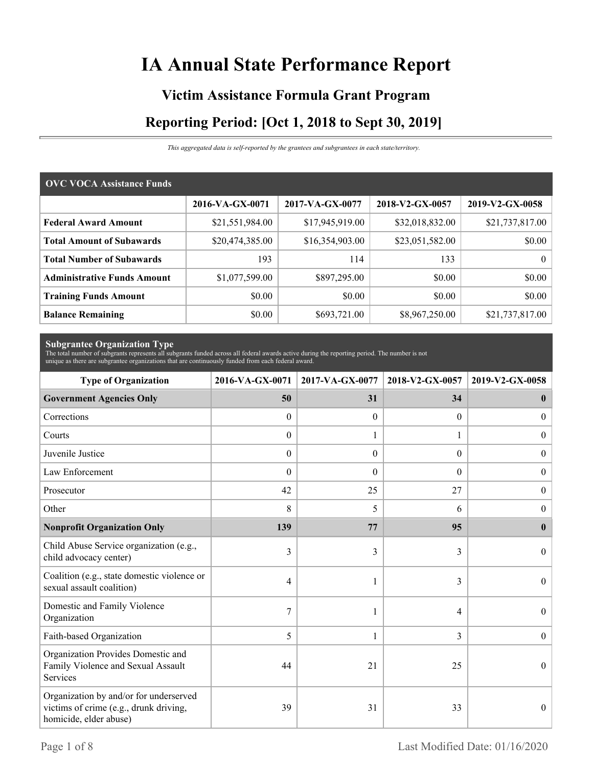# IA Annual State Performance Report

## Victim Assistance Formula Grant Program

## Reporting Period: [Oct 1, 2018 to Sept 30, 2019]

*This aggregated data is self-reported by the grantees and subgrantees in each state/territory.*

| OVC VOCA Assistance Funds | 2016-VA-GX-0071 | 2017-VA-GX-0077 | 2018-V2-GX-0057 | 2019-V2-GX-0058 |
|---|---|---|---|---|
| **Federal Award Amount** | $21,551,984.00 | $17,945,919.00 | $32,018,832.00 | $21,737,817.00 |
| **Total Amount of Subawards** | $20,474,385.00 | $16,354,903.00 | $23,051,582.00 | $0.00 |
| **Total Number of Subawards** | 193 | 114 | 133 | 0 |
| **Administrative Funds Amount** | $1,077,599.00 | $897,295.00 | $0.00 | $0.00 |
| **Training Funds Amount** | $0.00 | $0.00 | $0.00 | $0.00 |
| **Balance Remaining** | $0.00 | $693,721.00 | $8,967,250.00 | $21,737,817.00 |

**Subgrantee Organization Type**

The total number of subgrants represents all subgrants funded across all federal awards active during the reporting period. The number is not unique as there are subgrantee organizations that are continuously funded from each federal award.

| Type of Organization | 2016-VA-GX-0071 | 2017-VA-GX-0077 | 2018-V2-GX-0057 | 2019-V2-GX-0058 |
|---|---|---|---|---|
| **Government Agencies Only** | **50** | **31** | **34** | **0** |
| Corrections | 0 | 0 | 0 | 0 |
| Courts | 0 | 1 | 1 | 0 |
| Juvenile Justice | 0 | 0 | 0 | 0 |
| Law Enforcement | 0 | 0 | 0 | 0 |
| Prosecutor | 42 | 25 | 27 | 0 |
| Other | 8 | 5 | 6 | 0 |
| **Nonprofit Organization Only** | **139** | **77** | **95** | **0** |
| Child Abuse Service organization (e.g., child advocacy center) | 3 | 3 | 3 | 0 |
| Coalition (e.g., state domestic violence or sexual assault coalition) | 4 | 1 | 3 | 0 |
| Domestic and Family Violence Organization | 7 | 1 | 4 | 0 |
| Faith-based Organization | 5 | 1 | 3 | 0 |
| Organization Provides Domestic and Family Violence and Sexual Assault Services | 44 | 21 | 25 | 0 |
| Organization by and/or for underserved victims of crime (e.g., drunk driving, homicide, elder abuse) | 39 | 31 | 33 | 0 |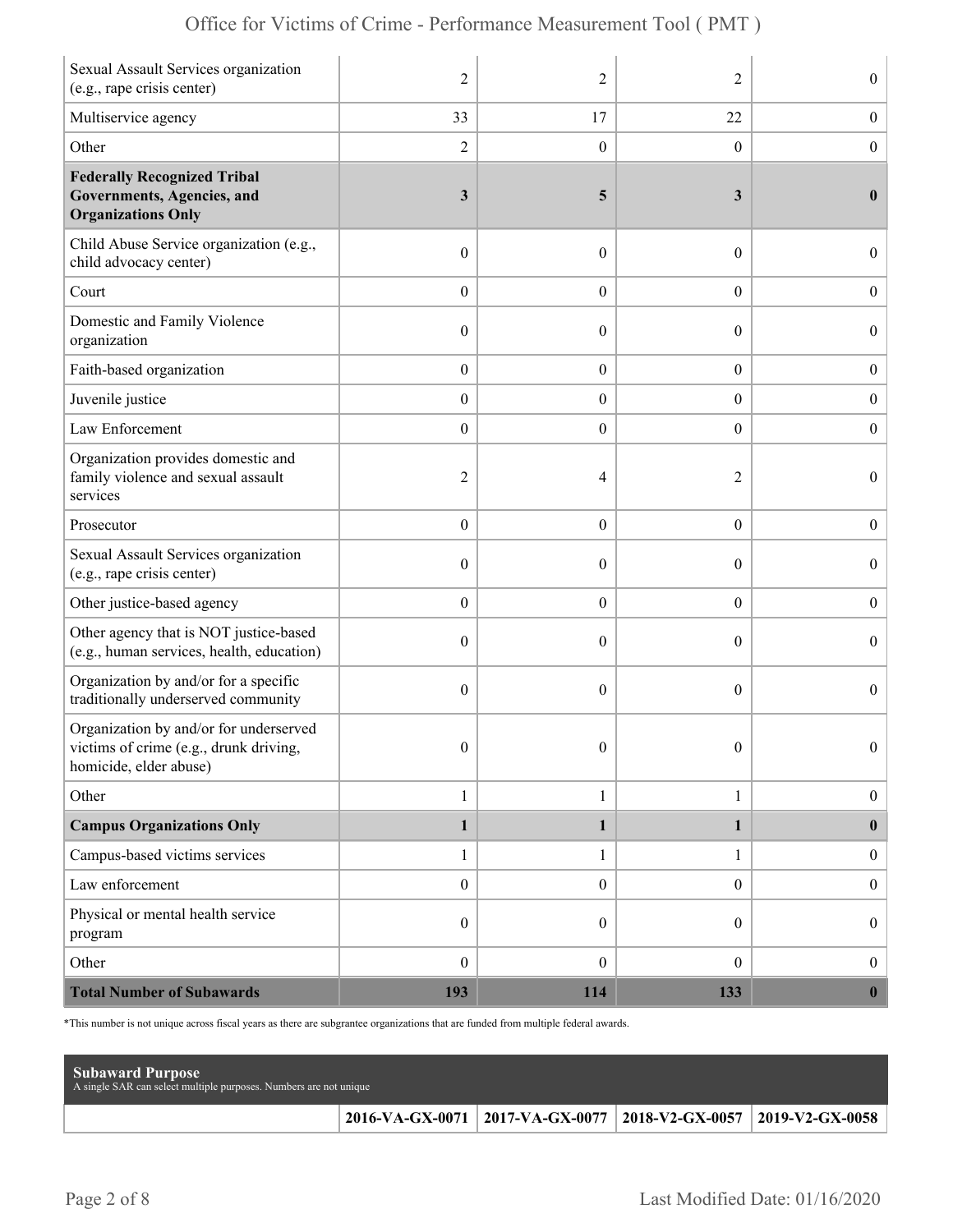| | | | | |
|---|---|---|---|---|
| Sexual Assault Services organization (e.g., rape crisis center) | 2 | 2 | 2 | 0 |
| Multiservice agency | 33 | 17 | 22 | 0 |
| Other | 2 | 0 | 0 | 0 |
| **Federally Recognized Tribal Governments, Agencies, and Organizations Only** | **3** | **5** | **3** | **0** |
| Child Abuse Service organization (e.g., child advocacy center) | 0 | 0 | 0 | 0 |
| Court | 0 | 0 | 0 | 0 |
| Domestic and Family Violence organization | 0 | 0 | 0 | 0 |
| Faith-based organization | 0 | 0 | 0 | 0 |
| Juvenile justice | 0 | 0 | 0 | 0 |
| Law Enforcement | 0 | 0 | 0 | 0 |
| Organization provides domestic and family violence and sexual assault services | 2 | 4 | 2 | 0 |
| Prosecutor | 0 | 0 | 0 | 0 |
| Sexual Assault Services organization (e.g., rape crisis center) | 0 | 0 | 0 | 0 |
| Other justice-based agency | 0 | 0 | 0 | 0 |
| Other agency that is NOT justice-based (e.g., human services, health, education) | 0 | 0 | 0 | 0 |
| Organization by and/or for a specific traditionally underserved community | 0 | 0 | 0 | 0 |
| Organization by and/or for underserved victims of crime (e.g., drunk driving, homicide, elder abuse) | 0 | 0 | 0 | 0 |
| Other | 1 | 1 | 1 | 0 |
| **Campus Organizations Only** | **1** | **1** | **1** | **0** |
| Campus-based victims services | 1 | 1 | 1 | 0 |
| Law enforcement | 0 | 0 | 0 | 0 |
| Physical or mental health service program | 0 | 0 | 0 | 0 |
| Other | 0 | 0 | 0 | 0 |
| **Total Number of Subawards** | **193** | **114** | **133** | **0** |

*This number is not unique across fiscal years as there are subgrantee organizations that are funded from multiple federal awards.

**Subaward Purpose**
A single SAR can select multiple purposes. Numbers are not unique

| | 2016-VA-GX-0071 | 2017-VA-GX-0077 | 2018-V2-GX-0057 | 2019-V2-GX-0058 |
|---|---|---|---|---|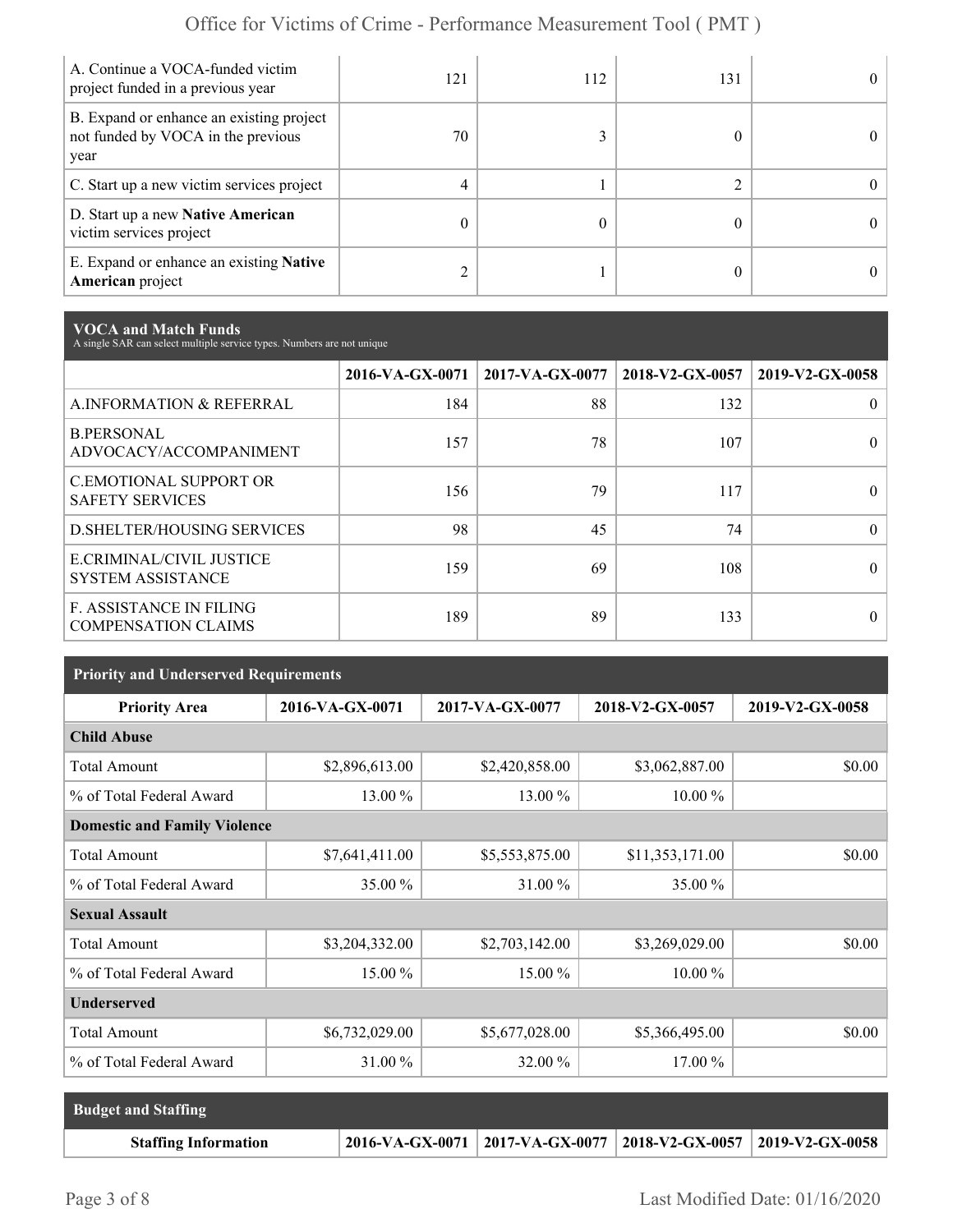| | | | | |
|---|---|---|---|---|
| A. Continue a VOCA-funded victim project funded in a previous year | 121 | 112 | 131 | 0 |
| B. Expand or enhance an existing project not funded by VOCA in the previous year | 70 | 3 | 0 | 0 |
| C. Start up a new victim services project | 4 | 1 | 2 | 0 |
| D. Start up a new **Native American** victim services project | 0 | 0 | 0 | 0 |
| E. Expand or enhance an existing **Native American** project | 2 | 1 | 0 | 0 |

## VOCA and Match Funds

A single SAR can select multiple service types. Numbers are not unique

| | 2016-VA-GX-0071 | 2017-VA-GX-0077 | 2018-V2-GX-0057 | 2019-V2-GX-0058 |
|---|---|---|---|---|
| A.INFORMATION & REFERRAL | 184 | 88 | 132 | 0 |
| B.PERSONAL ADVOCACY/ACCOMPANIMENT | 157 | 78 | 107 | 0 |
| C.EMOTIONAL SUPPORT OR SAFETY SERVICES | 156 | 79 | 117 | 0 |
| D.SHELTER/HOUSING SERVICES | 98 | 45 | 74 | 0 |
| E.CRIMINAL/CIVIL JUSTICE SYSTEM ASSISTANCE | 159 | 69 | 108 | 0 |
| F. ASSISTANCE IN FILING COMPENSATION CLAIMS | 189 | 89 | 133 | 0 |

## Priority and Underserved Requirements

| Priority Area | 2016-VA-GX-0071 | 2017-VA-GX-0077 | 2018-V2-GX-0057 | 2019-V2-GX-0058 |
|---|---|---|---|---|
| **Child Abuse** | | | | |
| Total Amount | $2,896,613.00 | $2,420,858.00 | $3,062,887.00 | $0.00 |
| % of Total Federal Award | 13.00 % | 13.00 % | 10.00 % | |
| **Domestic and Family Violence** | | | | |
| Total Amount | $7,641,411.00 | $5,553,875.00 | $11,353,171.00 | $0.00 |
| % of Total Federal Award | 35.00 % | 31.00 % | 35.00 % | |
| **Sexual Assault** | | | | |
| Total Amount | $3,204,332.00 | $2,703,142.00 | $3,269,029.00 | $0.00 |
| % of Total Federal Award | 15.00 % | 15.00 % | 10.00 % | |
| **Underserved** | | | | |
| Total Amount | $6,732,029.00 | $5,677,028.00 | $5,366,495.00 | $0.00 |
| % of Total Federal Award | 31.00 % | 32.00 % | 17.00 % | |

## Budget and Staffing

| Staffing Information | 2016-VA-GX-0071 | 2017-VA-GX-0077 | 2018-V2-GX-0057 | 2019-V2-GX-0058 |
|---|---|---|---|---|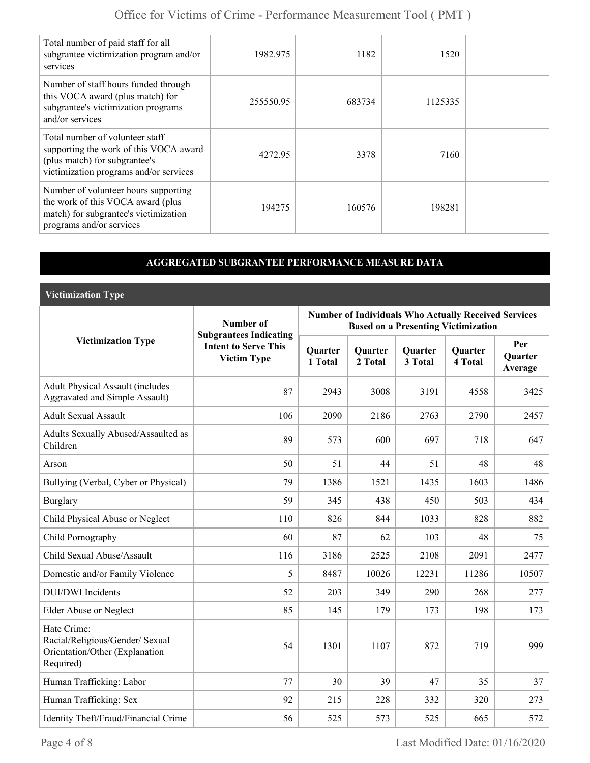| | | | | |
|---|---|---|---|---|
| Total number of paid staff for all subgrantee victimization program and/or services | 1982.975 | 1182 | 1520 | |
| Number of staff hours funded through this VOCA award (plus match) for subgrantee's victimization programs and/or services | 255550.95 | 683734 | 1125335 | |
| Total number of volunteer staff supporting the work of this VOCA award (plus match) for subgrantee's victimization programs and/or services | 4272.95 | 3378 | 7160 | |
| Number of volunteer hours supporting the work of this VOCA award (plus match) for subgrantee's victimization programs and/or services | 194275 | 160576 | 198281 | |

## AGGREGATED SUBGRANTEE PERFORMANCE MEASURE DATA

### Victimization Type

| Victimization Type | Number of Subgrantees Indicating Intent to Serve This Victim Type | Number of Individuals Who Actually Received Services Based on a Presenting Victimization | | | | |
|---|---|---|---|---|---|---|
| | | Quarter 1 Total | Quarter 2 Total | Quarter 3 Total | Quarter 4 Total | Per Quarter Average |
| Adult Physical Assault (includes Aggravated and Simple Assault) | 87 | 2943 | 3008 | 3191 | 4558 | 3425 |
| Adult Sexual Assault | 106 | 2090 | 2186 | 2763 | 2790 | 2457 |
| Adults Sexually Abused/Assaulted as Children | 89 | 573 | 600 | 697 | 718 | 647 |
| Arson | 50 | 51 | 44 | 51 | 48 | 48 |
| Bullying (Verbal, Cyber or Physical) | 79 | 1386 | 1521 | 1435 | 1603 | 1486 |
| Burglary | 59 | 345 | 438 | 450 | 503 | 434 |
| Child Physical Abuse or Neglect | 110 | 826 | 844 | 1033 | 828 | 882 |
| Child Pornography | 60 | 87 | 62 | 103 | 48 | 75 |
| Child Sexual Abuse/Assault | 116 | 3186 | 2525 | 2108 | 2091 | 2477 |
| Domestic and/or Family Violence | 5 | 8487 | 10026 | 12231 | 11286 | 10507 |
| DUI/DWI Incidents | 52 | 203 | 349 | 290 | 268 | 277 |
| Elder Abuse or Neglect | 85 | 145 | 179 | 173 | 198 | 173 |
| Hate Crime: Racial/Religious/Gender/ Sexual Orientation/Other (Explanation Required) | 54 | 1301 | 1107 | 872 | 719 | 999 |
| Human Trafficking: Labor | 77 | 30 | 39 | 47 | 35 | 37 |
| Human Trafficking: Sex | 92 | 215 | 228 | 332 | 320 | 273 |
| Identity Theft/Fraud/Financial Crime | 56 | 525 | 573 | 525 | 665 | 572 |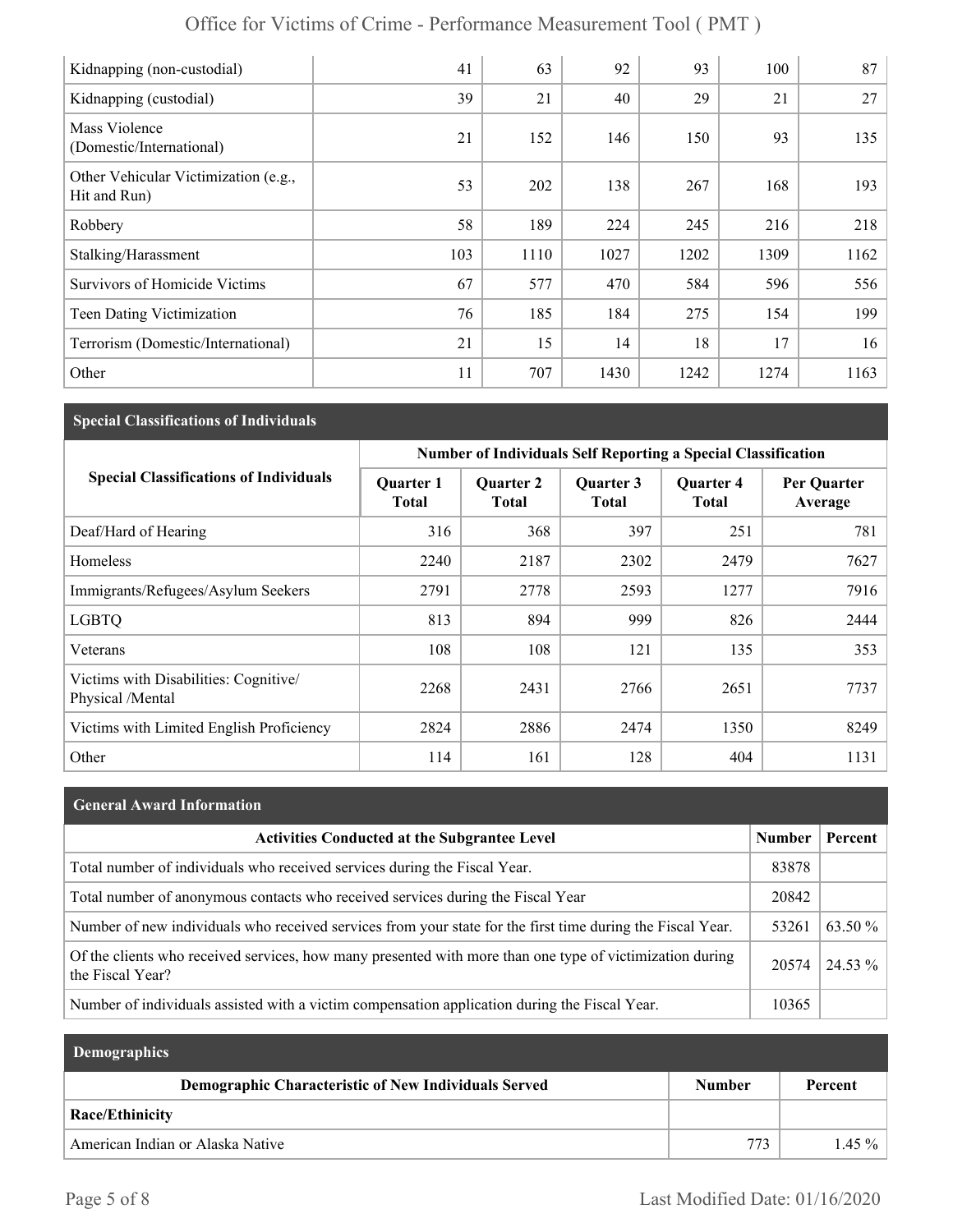| Kidnapping (non-custodial) | 41 | 63 | 92 | 93 | 100 | 87 |
|---|---|---|---|---|---|---|
| Kidnapping (custodial) | 39 | 21 | 40 | 29 | 21 | 27 |
| Mass Violence (Domestic/International) | 21 | 152 | 146 | 150 | 93 | 135 |
| Other Vehicular Victimization (e.g., Hit and Run) | 53 | 202 | 138 | 267 | 168 | 193 |
| Robbery | 58 | 189 | 224 | 245 | 216 | 218 |
| Stalking/Harassment | 103 | 1110 | 1027 | 1202 | 1309 | 1162 |
| Survivors of Homicide Victims | 67 | 577 | 470 | 584 | 596 | 556 |
| Teen Dating Victimization | 76 | 185 | 184 | 275 | 154 | 199 |
| Terrorism (Domestic/International) | 21 | 15 | 14 | 18 | 17 | 16 |
| Other | 11 | 707 | 1430 | 1242 | 1274 | 1163 |

## Special Classifications of Individuals

| Special Classifications of Individuals | Number of Individuals Self Reporting a Special Classification | | | | |
|---|---|---|---|---|---|
| | Quarter 1 Total | Quarter 2 Total | Quarter 3 Total | Quarter 4 Total | Per Quarter Average |
| Deaf/Hard of Hearing | 316 | 368 | 397 | 251 | 781 |
| Homeless | 2240 | 2187 | 2302 | 2479 | 7627 |
| Immigrants/Refugees/Asylum Seekers | 2791 | 2778 | 2593 | 1277 | 7916 |
| LGBTQ | 813 | 894 | 999 | 826 | 2444 |
| Veterans | 108 | 108 | 121 | 135 | 353 |
| Victims with Disabilities: Cognitive/ Physical /Mental | 2268 | 2431 | 2766 | 2651 | 7737 |
| Victims with Limited English Proficiency | 2824 | 2886 | 2474 | 1350 | 8249 |
| Other | 114 | 161 | 128 | 404 | 1131 |

## General Award Information

| Activities Conducted at the Subgrantee Level | Number | Percent |
|---|---|---|
| Total number of individuals who received services during the Fiscal Year. | 83878 | |
| Total number of anonymous contacts who received services during the Fiscal Year | 20842 | |
| Number of new individuals who received services from your state for the first time during the Fiscal Year. | 53261 | 63.50 % |
| Of the clients who received services, how many presented with more than one type of victimization during the Fiscal Year? | 20574 | 24.53 % |
| Number of individuals assisted with a victim compensation application during the Fiscal Year. | 10365 | |

## Demographics

| Demographic Characteristic of New Individuals Served | Number | Percent |
|---|---|---|
| **Race/Ethinicity** | | |
| American Indian or Alaska Native | 773 | 1.45 % |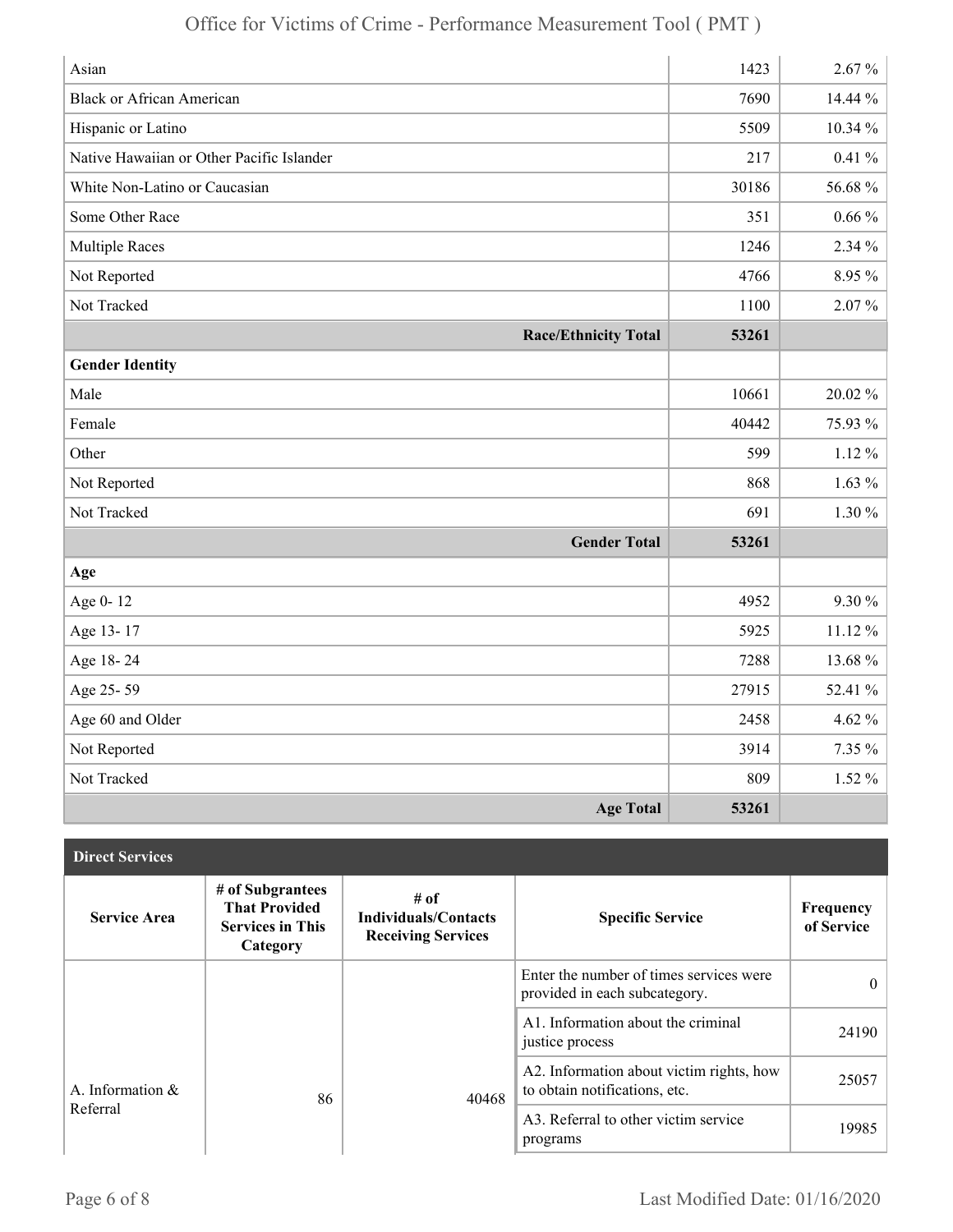| | | |
|---|---|---|
| Asian | 1423 | 2.67 % |
| Black or African American | 7690 | 14.44 % |
| Hispanic or Latino | 5509 | 10.34 % |
| Native Hawaiian or Other Pacific Islander | 217 | 0.41 % |
| White Non-Latino or Caucasian | 30186 | 56.68 % |
| Some Other Race | 351 | 0.66 % |
| Multiple Races | 1246 | 2.34 % |
| Not Reported | 4766 | 8.95 % |
| Not Tracked | 1100 | 2.07 % |
| **Race/Ethnicity Total** | **53261** | |
| **Gender Identity** | | |
| Male | 10661 | 20.02 % |
| Female | 40442 | 75.93 % |
| Other | 599 | 1.12 % |
| Not Reported | 868 | 1.63 % |
| Not Tracked | 691 | 1.30 % |
| **Gender Total** | **53261** | |
| **Age** | | |
| Age 0- 12 | 4952 | 9.30 % |
| Age 13- 17 | 5925 | 11.12 % |
| Age 18- 24 | 7288 | 13.68 % |
| Age 25- 59 | 27915 | 52.41 % |
| Age 60 and Older | 2458 | 4.62 % |
| Not Reported | 3914 | 7.35 % |
| Not Tracked | 809 | 1.52 % |
| **Age Total** | **53261** | |

## Direct Services

| Service Area | # of Subgrantees That Provided Services in This Category | # of Individuals/Contacts Receiving Services | Specific Service | Frequency of Service |
|---|---|---|---|---|
| A. Information & Referral | 86 | 40468 | Enter the number of times services were provided in each subcategory. | 0 |
| | | | A1. Information about the criminal justice process | 24190 |
| | | | A2. Information about victim rights, how to obtain notifications, etc. | 25057 |
| | | | A3. Referral to other victim service programs | 19985 |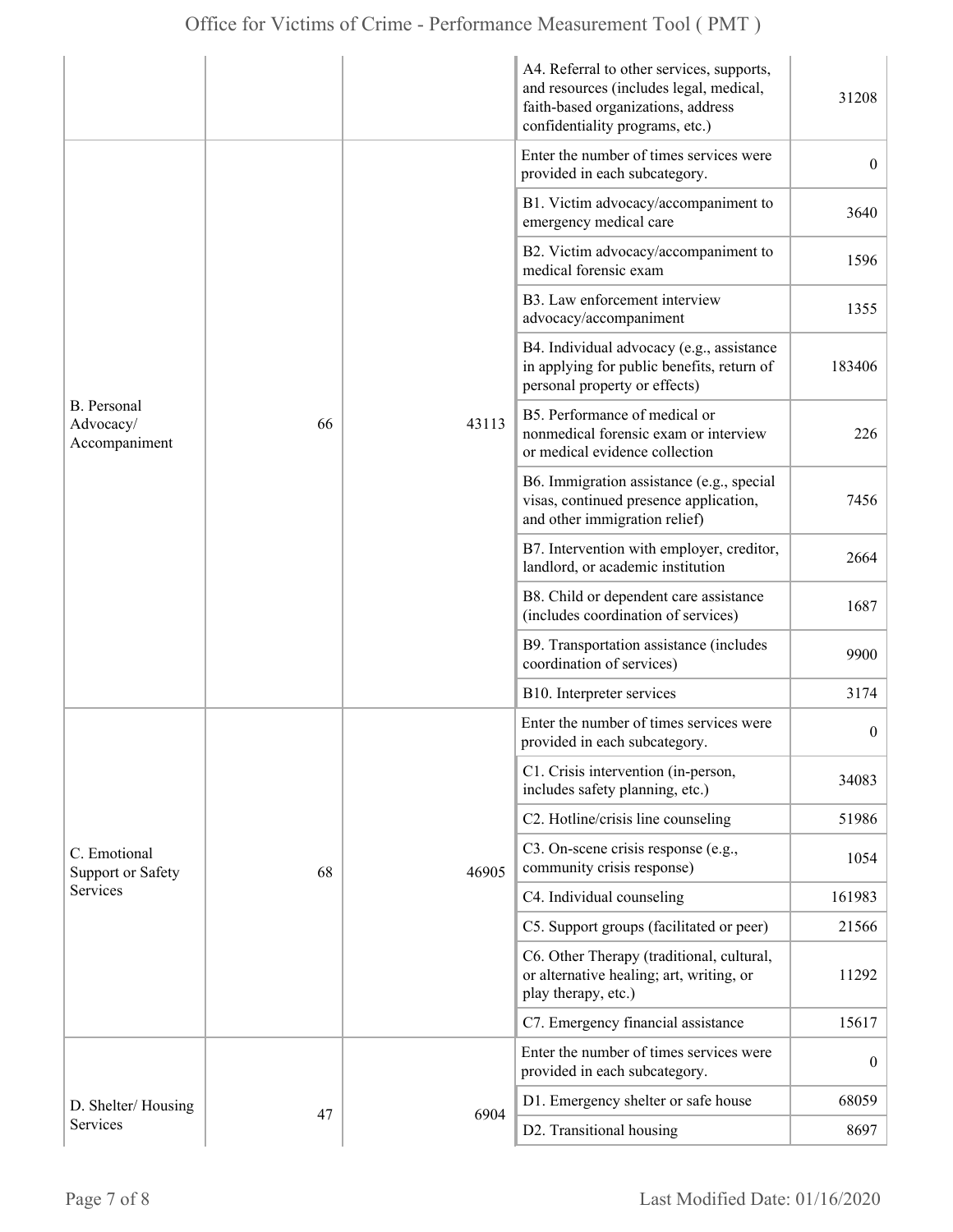| | | | | |
|---|---|---|---|---|
| | | | A4. Referral to other services, supports, and resources (includes legal, medical, faith-based organizations, address confidentiality programs, etc.) | 31208 |
| B. Personal Advocacy/ Accompaniment | 66 | 43113 | Enter the number of times services were provided in each subcategory. | 0 |
| | | | B1. Victim advocacy/accompaniment to emergency medical care | 3640 |
| | | | B2. Victim advocacy/accompaniment to medical forensic exam | 1596 |
| | | | B3. Law enforcement interview advocacy/accompaniment | 1355 |
| | | | B4. Individual advocacy (e.g., assistance in applying for public benefits, return of personal property or effects) | 183406 |
| | | | B5. Performance of medical or nonmedical forensic exam or interview or medical evidence collection | 226 |
| | | | B6. Immigration assistance (e.g., special visas, continued presence application, and other immigration relief) | 7456 |
| | | | B7. Intervention with employer, creditor, landlord, or academic institution | 2664 |
| | | | B8. Child or dependent care assistance (includes coordination of services) | 1687 |
| | | | B9. Transportation assistance (includes coordination of services) | 9900 |
| | | | B10. Interpreter services | 3174 |
| C. Emotional Support or Safety Services | 68 | 46905 | Enter the number of times services were provided in each subcategory. | 0 |
| | | | C1. Crisis intervention (in-person, includes safety planning, etc.) | 34083 |
| | | | C2. Hotline/crisis line counseling | 51986 |
| | | | C3. On-scene crisis response (e.g., community crisis response) | 1054 |
| | | | C4. Individual counseling | 161983 |
| | | | C5. Support groups (facilitated or peer) | 21566 |
| | | | C6. Other Therapy (traditional, cultural, or alternative healing; art, writing, or play therapy, etc.) | 11292 |
| | | | C7. Emergency financial assistance | 15617 |
| D. Shelter/ Housing Services | 47 | 6904 | Enter the number of times services were provided in each subcategory. | 0 |
| | | | D1. Emergency shelter or safe house | 68059 |
| | | | D2. Transitional housing | 8697 |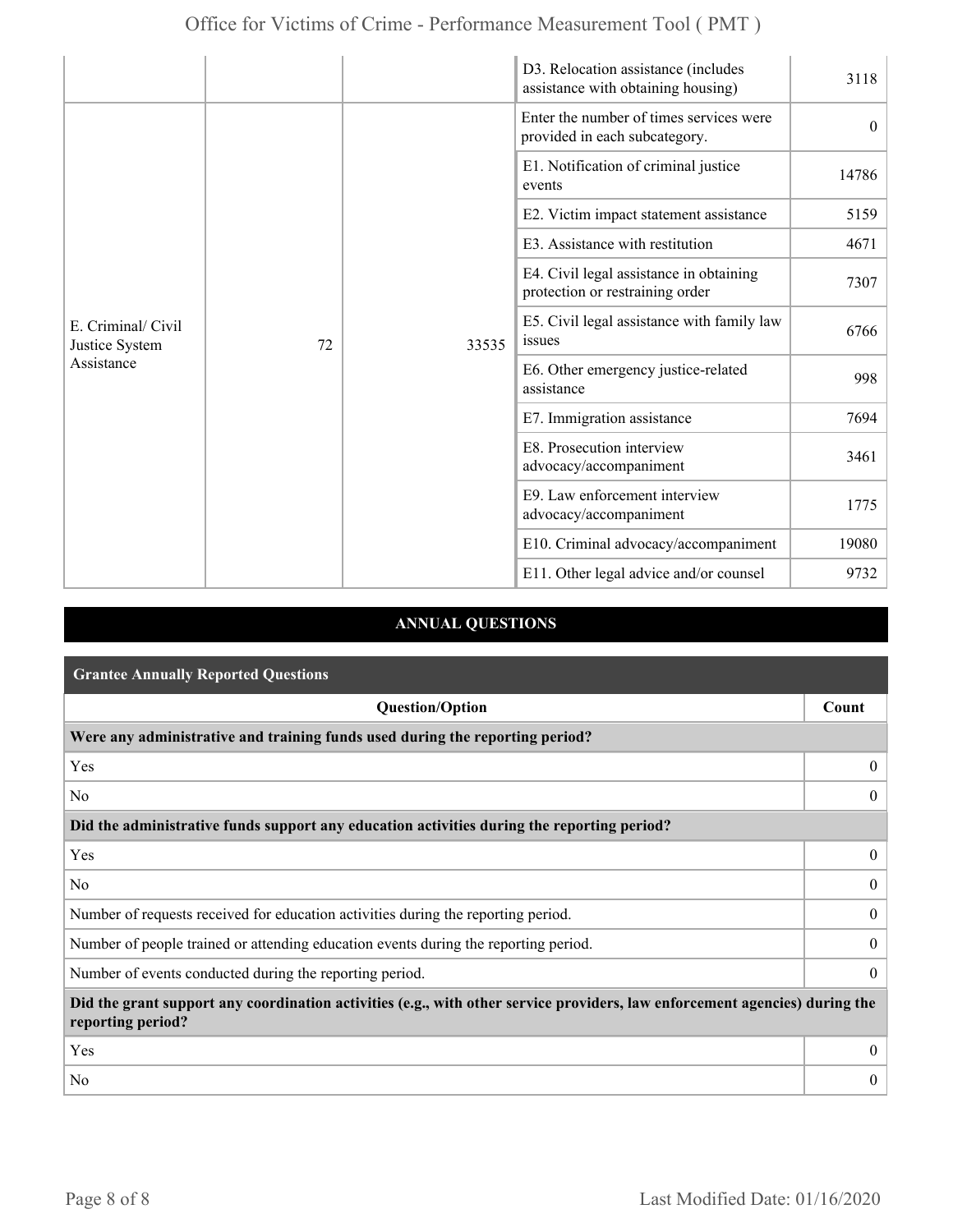| | | | | |
|---|---|---|---|---|
| | | | D3. Relocation assistance (includes assistance with obtaining housing) | 3118 |
| E. Criminal/ Civil Justice System Assistance | 72 | 33535 | Enter the number of times services were provided in each subcategory. | 0 |
| | | | E1. Notification of criminal justice events | 14786 |
| | | | E2. Victim impact statement assistance | 5159 |
| | | | E3. Assistance with restitution | 4671 |
| | | | E4. Civil legal assistance in obtaining protection or restraining order | 7307 |
| | | | E5. Civil legal assistance with family law issues | 6766 |
| | | | E6. Other emergency justice-related assistance | 998 |
| | | | E7. Immigration assistance | 7694 |
| | | | E8. Prosecution interview advocacy/accompaniment | 3461 |
| | | | E9. Law enforcement interview advocacy/accompaniment | 1775 |
| | | | E10. Criminal advocacy/accompaniment | 19080 |
| | | | E11. Other legal advice and/or counsel | 9732 |

## ANNUAL QUESTIONS

### Grantee Annually Reported Questions

| Question/Option | Count |
|---|---|
| **Were any administrative and training funds used during the reporting period?** | |
| Yes | 0 |
| No | 0 |
| **Did the administrative funds support any education activities during the reporting period?** | |
| Yes | 0 |
| No | 0 |
| Number of requests received for education activities during the reporting period. | 0 |
| Number of people trained or attending education events during the reporting period. | 0 |
| Number of events conducted during the reporting period. | 0 |
| **Did the grant support any coordination activities (e.g., with other service providers, law enforcement agencies) during the reporting period?** | |
| Yes | 0 |
| No | 0 |